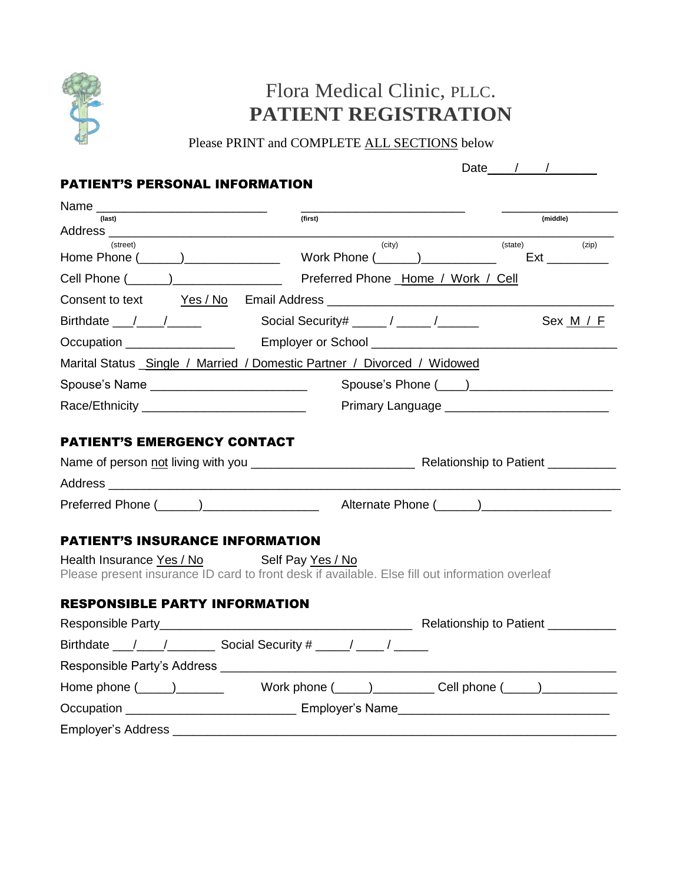# Flora Medical Clinic, PLLC.

# PATIENT REGISTRATION

Please PRINT and COMPLETE ALL SECTIONS below

Date____/____/_______

## PATIENT'S PERSONAL INFORMATION

Name _________________________ _________________________ _________________
(last) (first) (middle)

Address ______________________________________________________________________
(street) (city) (state) (zip)

Home Phone (______)______________ Work Phone (______)___________ Ext _________

Cell Phone (______)________________ Preferred Phone Home / Work / Cell

Consent to text Yes / No Email Address ___________________________________________

Birthdate ___/____/_____ Social Security# _____ / _____ /______ Sex M / F

Occupation ________________ Employer or School _________________________________

Marital Status Single / Married / Domestic Partner / Divorced / Widowed

Spouse's Name _______________________ Spouse's Phone (____)_____________________

Race/Ethnicity ________________________ Primary Language ________________________

## PATIENT'S EMERGENCY CONTACT

Name of person not living with you _______________________ Relationship to Patient __________

Address ______________________________________________________________________

Preferred Phone (______)_________________ Alternate Phone (______)___________________

## PATIENT'S INSURANCE INFORMATION

Health Insurance Yes / No Self Pay Yes / No

Please present insurance ID card to front desk if available. Else fill out information overleaf

## RESPONSIBLE PARTY INFORMATION

Responsible Party____________________________________ Relationship to Patient __________

Birthdate ___/____/_______ Social Security # _____/ ____ / _____

Responsible Party's Address ____________________________________________________

Home phone (_____)_______ Work phone (_____)_________ Cell phone (_____)___________

Occupation ________________________ Employer's Name______________________________

Employer's Address _________________________________________________________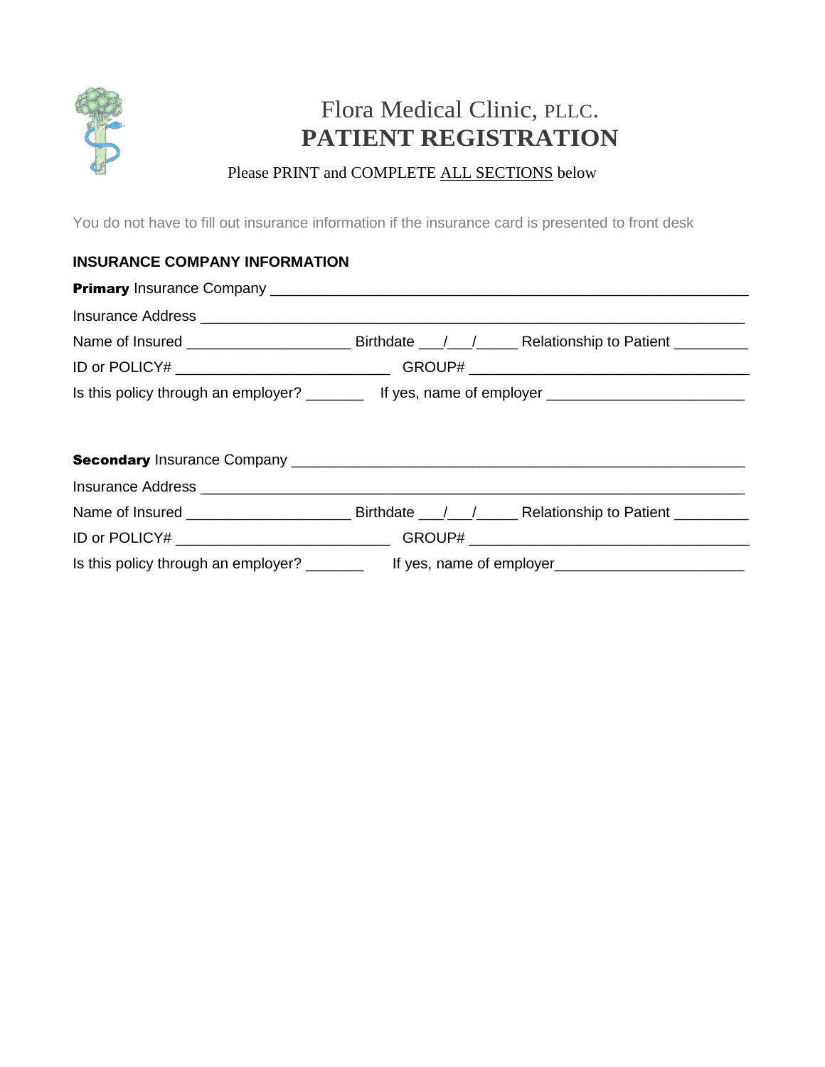# Flora Medical Clinic, PLLC.
# PATIENT REGISTRATION

Please PRINT and COMPLETE ALL SECTIONS below

You do not have to fill out insurance information if the insurance card is presented to front desk

**INSURANCE COMPANY INFORMATION**

**Primary** Insurance Company ____________________________________________________________

Insurance Address ________________________________________________________________

Name of Insured ____________________ Birthdate ___/___/_____ Relationship to Patient _________

ID or POLICY# ___________________________ GROUP# ___________________________________

Is this policy through an employer? _______ If yes, name of employer ________________________

**Secondary** Insurance Company ________________________________________________________

Insurance Address ________________________________________________________________

Name of Insured ____________________ Birthdate ___/___/_____ Relationship to Patient _________

ID or POLICY# ___________________________ GROUP# ___________________________________

Is this policy through an employer? _______ If yes, name of employer________________________